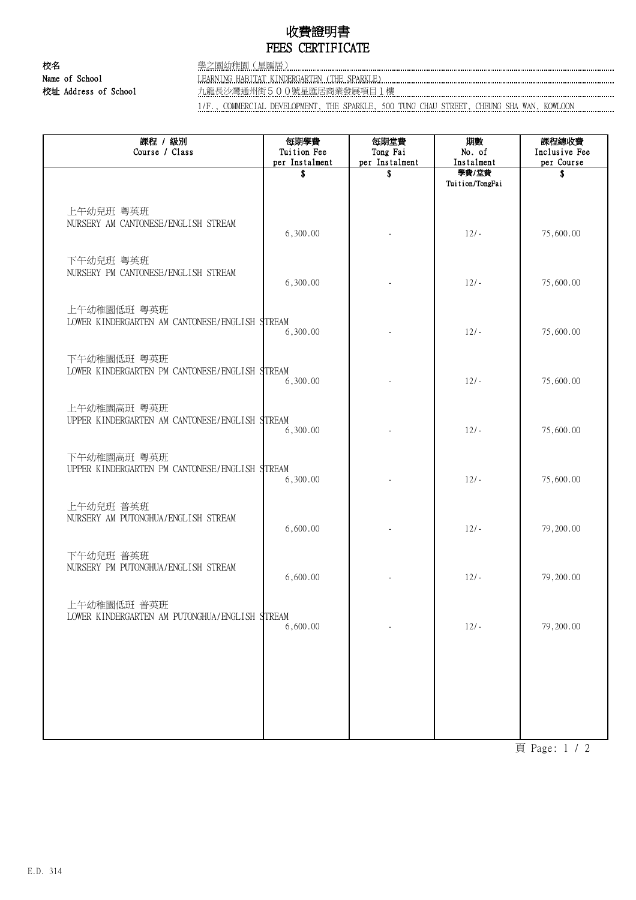# 收費證明書
# FEES CERTIFICATE

校名 學之園幼稚園（星匯居）

Name of School LEARNING HABITAT KINDERGARTEN (THE SPARKLE)

校址 Address of School 九龍長沙灣通州街５００號星匯居商業發展項目１樓

1/F., COMMERCIAL DEVELOPMENT, THE SPARKLE, 500 TUNG CHAU STREET, CHEUNG SHA WAN, KOWLOON

| 課程 / 級別 Course / Class | 每期學費 Tuition Fee per Instalment | 每期堂費 Tong Fai per Instalment | 期數 No. of Instalment | 課程總收費 Inclusive Fee per Course |
|---|---|---|---|---|
| | $ | $ | 學費/堂費 Tuition/TongFai | $ |
| 上午幼兒班 粵英班 NURSERY AM CANTONESE/ENGLISH STREAM | 6,300.00 | - | 12/- | 75,600.00 |
| 下午幼兒班 粵英班 NURSERY PM CANTONESE/ENGLISH STREAM | 6,300.00 | - | 12/- | 75,600.00 |
| 上午幼稚園低班 粵英班 LOWER KINDERGARTEN AM CANTONESE/ENGLISH STREAM | 6,300.00 | - | 12/- | 75,600.00 |
| 下午幼稚園低班 粵英班 LOWER KINDERGARTEN PM CANTONESE/ENGLISH STREAM | 6,300.00 | - | 12/- | 75,600.00 |
| 上午幼稚園高班 粵英班 UPPER KINDERGARTEN AM CANTONESE/ENGLISH STREAM | 6,300.00 | - | 12/- | 75,600.00 |
| 下午幼稚園高班 粵英班 UPPER KINDERGARTEN PM CANTONESE/ENGLISH STREAM | 6,300.00 | - | 12/- | 75,600.00 |
| 上午幼兒班 普英班 NURSERY AM PUTONGHUA/ENGLISH STREAM | 6,600.00 | - | 12/- | 79,200.00 |
| 下午幼兒班 普英班 NURSERY PM PUTONGHUA/ENGLISH STREAM | 6,600.00 | - | 12/- | 79,200.00 |
| 上午幼稚園低班 普英班 LOWER KINDERGARTEN AM PUTONGHUA/ENGLISH STREAM | 6,600.00 | - | 12/- | 79,200.00 |

E.D. 314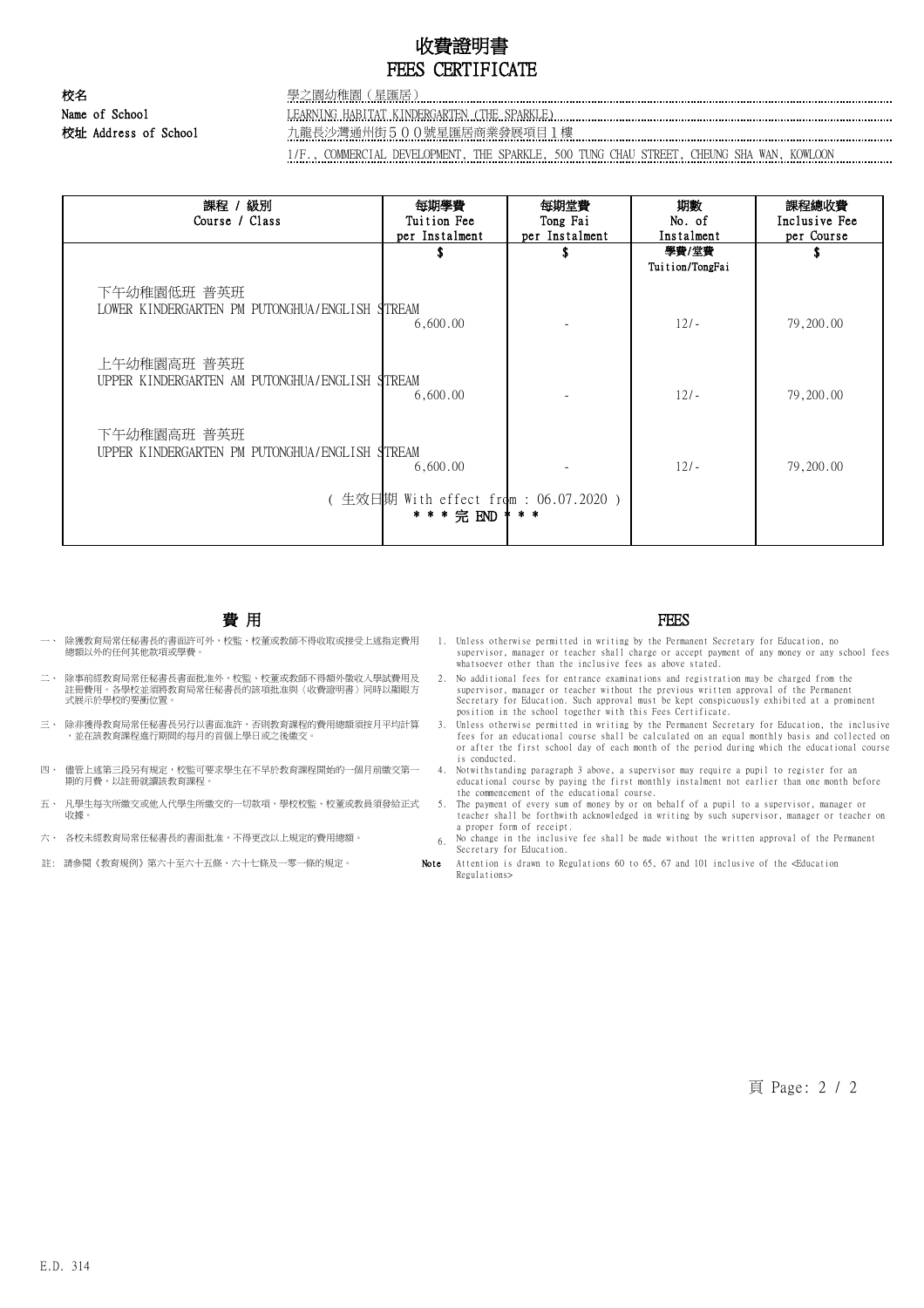# 收費證明書
# FEES CERTIFICATE

**校名** 學之園幼稚園（星匯居）

**Name of School** LEARNING HABITAT KINDERGARTEN (THE SPARKLE)

**校址 Address of School** 九龍長沙灣通州街５００號星匯居商業發展項目１樓

1/F., COMMERCIAL DEVELOPMENT, THE SPARKLE, 500 TUNG CHAU STREET, CHEUNG SHA WAN, KOWLOON

| 課程 / 級別<br>Course / Class | 每期學費<br>Tuition Fee<br>per Instalment | 每期堂費<br>Tong Fai<br>per Instalment | 期數<br>No. of<br>Instalment | 課程總收費<br>Inclusive Fee<br>per Course |
|---|---|---|---|---|
| | $ | $ | 學費/堂費<br>Tuition/TongFai | $ |
| 下午幼稚園低班 普英班<br>LOWER KINDERGARTEN PM PUTONGHUA/ENGLISH STREAM | 6,600.00 | - | 12/- | 79,200.00 |
| 上午幼稚園高班 普英班<br>UPPER KINDERGARTEN AM PUTONGHUA/ENGLISH STREAM | 6,600.00 | - | 12/- | 79,200.00 |
| 下午幼稚園高班 普英班<br>UPPER KINDERGARTEN PM PUTONGHUA/ENGLISH STREAM | 6,600.00 | - | 12/- | 79,200.00 |

( 生效日期 With effect from : 06.07.2020 )

\* \* \* 完 END \* \* \*

## 費 用

一、 除獲教育局常任秘書長的書面許可外，校監、校董或教師不得收取或接受上述指定費用總額以外的任何其他款項或學費。

二、 除事前經教育局常任秘書長書面批准外，校監、校董或教師不得額外徵收入學試費用及註冊費用。各學校並須將教育局常任秘書長的該項批准與〈收費證明書〉同時以顯眼方式展示於學校的要衝位置。

三、 除非獲得教育局常任秘書長另行以書面准許，否則教育課程的費用總額須按月平均計算，並在該教育課程進行期間的每月的首個上學日或之後繳交。

四、 儘管上述第三段另有規定，校監可要求學生在不早於教育課程開始的一個月前繳交第一期的月費，以註冊就讀該教育課程。

五、 凡學生每次所繳交或他人代學生所繳交的一切款項，學校校監、校董或教員須發給正式收據。

六、 各校未經教育局常任秘書長的書面批准，不得更改以上規定的費用總額。

註： 請參閱《教育規例》第六十至六十五條、六十七條及一零一條的規定。

## FEES

1. Unless otherwise permitted in writing by the Permanent Secretary for Education, no supervisor, manager or teacher shall charge or accept payment of any money or any school fees whatsoever other than the inclusive fees as above stated.
2. No additional fees for entrance examinations and registration may be charged from the supervisor, manager or teacher without the previous written approval of the Permanent Secretary for Education. Such approval must be kept conspicuously exhibited at a prominent position in the school together with this Fees Certificate.
3. Unless otherwise permitted in writing by the Permanent Secretary for Education, the inclusive fees for an educational course shall be calculated on an equal monthly basis and collected on or after the first school day of each month of the period during which the educational course is conducted.
4. Notwithstanding paragraph 3 above, a supervisor may require a pupil to register for an educational course by paying the first monthly instalment not earlier than one month before the commencement of the educational course.
5. The payment of every sum of money by or on behalf of a pupil to a supervisor, manager or teacher shall be forthwith acknowledged in writing by such supervisor, manager or teacher on a proper form of receipt.
6. No change in the inclusive fee shall be made without the written approval of the Permanent Secretary for Education.

**Note** Attention is drawn to Regulations 60 to 65, 67 and 101 inclusive of the <Education Regulations>

E.D. 314